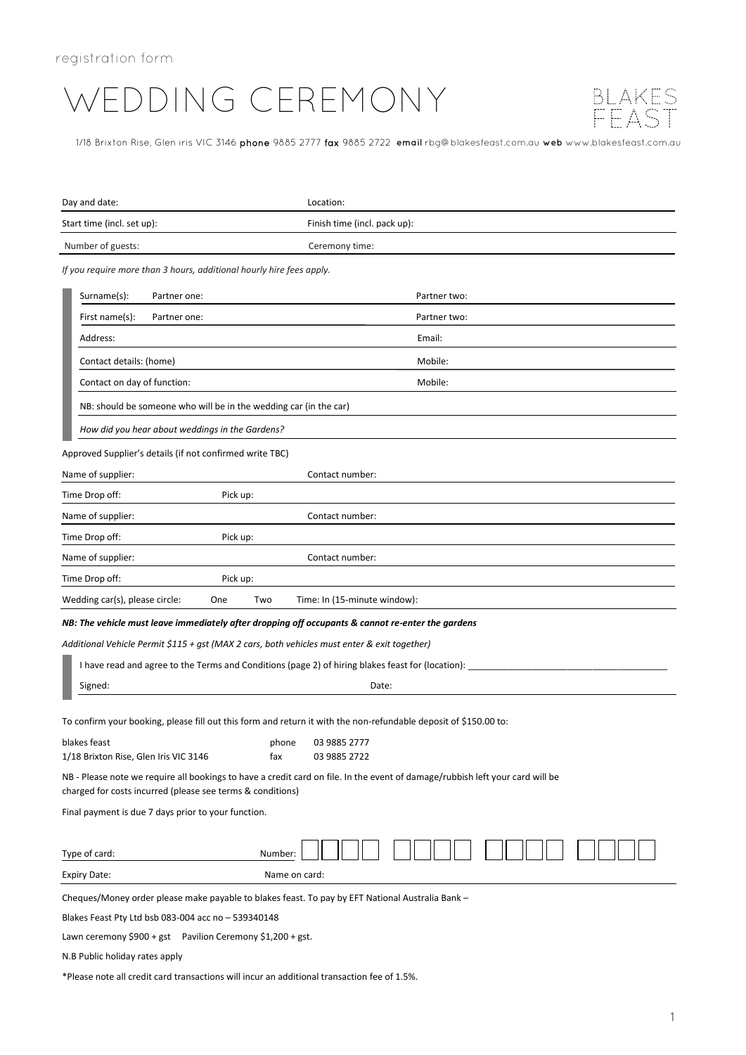registration form

# WEDDING CEREMONY

BLAKES FEAST

1/18 Brixton Rise, Glen iris VIC 3146 **phone** 9885 2777 **fax** 9885 2722 **email** rbg@blakesfeast.com.au **web** www.blakesfeast.com.au

| | |
|---|---|
| Day and date: | Location: |
| Start time (incl. set up): | Finish time (incl. pack up): |
| Number of guests: | Ceremony time: |

*If you require more than 3 hours, additional hourly hire fees apply.*

| | | |
|---|---|---|
| Surname(s): | Partner one: | Partner two: |
| First name(s): | Partner one: | Partner two: |
| Address: | | Email: |
| Contact details: (home) | | Mobile: |
| Contact on day of function: | | Mobile: |

NB: should be someone who will be in the wedding car (in the car)

*How did you hear about weddings in the Gardens?*

Approved Supplier's details (if not confirmed write TBC)

| | | |
|---|---|---|
| Name of supplier: | | Contact number: |
| Time Drop off: | Pick up: | |
| Name of supplier: | | Contact number: |
| Time Drop off: | Pick up: | |
| Name of supplier: | | Contact number: |
| Time Drop off: | Pick up: | |

Wedding car(s), please circle: One Two Time: In (15-minute window):

***NB: The vehicle must leave immediately after dropping off occupants & cannot re-enter the gardens***

*Additional Vehicle Permit $115 + gst (MAX 2 cars, both vehicles must enter & exit together)*

I have read and agree to the Terms and Conditions (page 2) of hiring blakes feast for (location): ________________________________________

Signed: Date:

To confirm your booking, please fill out this form and return it with the non-refundable deposit of $150.00 to:

blakes feast
1/18 Brixton Rise, Glen Iris VIC 3146

phone 03 9885 2777
fax 03 9885 2722

NB - Please note we require all bookings to have a credit card on file. In the event of damage/rubbish left your card will be charged for costs incurred (please see terms & conditions)

Final payment is due 7 days prior to your function.

| | |
|---|---|
| Type of card: | Number: |
| Expiry Date: | Name on card: |

Cheques/Money order please make payable to blakes feast. To pay by EFT National Australia Bank –

Blakes Feast Pty Ltd bsb 083-004 acc no – 539340148

Lawn ceremony $900 + gst Pavilion Ceremony $1,200 + gst.

N.B Public holiday rates apply

*Please note all credit card transactions will incur an additional transaction fee of 1.5%.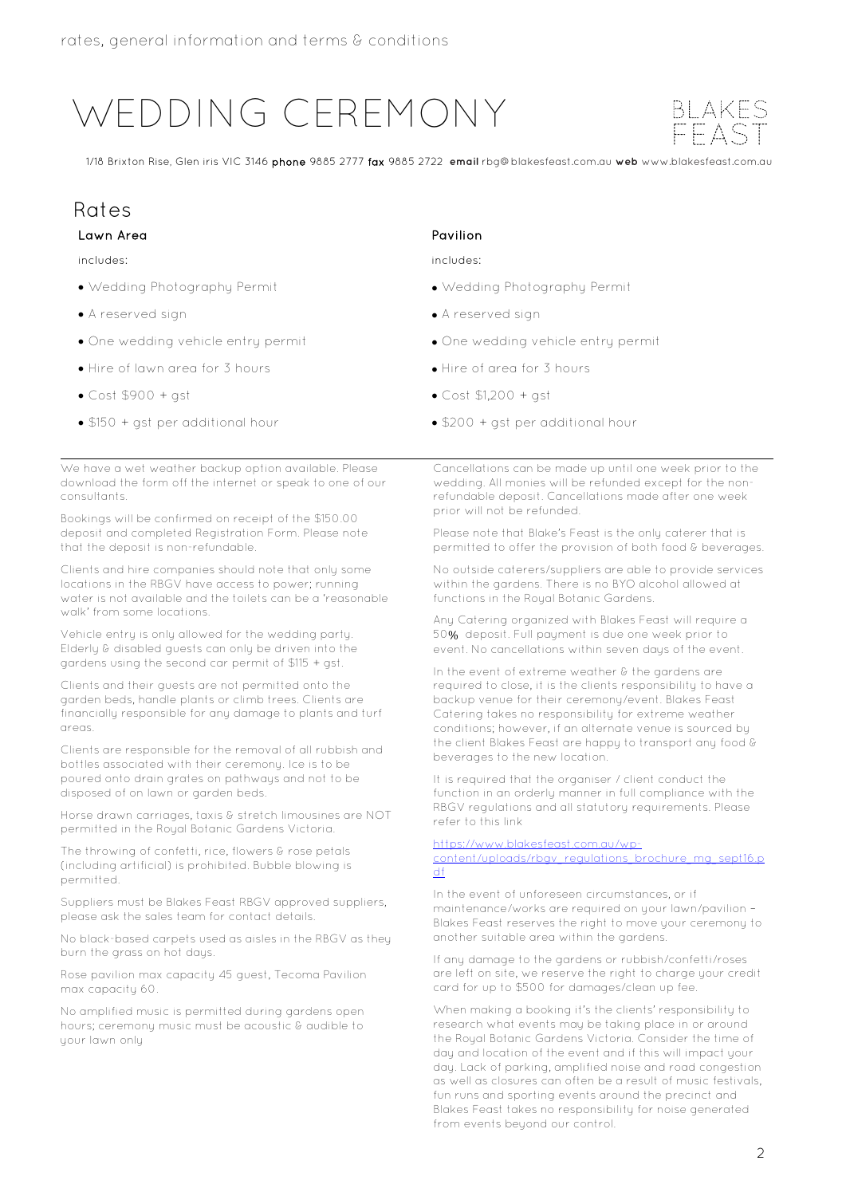rates, general information and terms & conditions

# WEDDING CEREMONY

BLAKES FEAST

1/18 Brixton Rise, Glen iris VIC 3146 **phone** 9885 2777 **fax** 9885 2722 **email** rbg@blakesfeast.com.au **web** www.blakesfeast.com.au

## Rates

### Lawn Area

includes:

- Wedding Photography Permit
- A reserved sign
- One wedding vehicle entry permit
- Hire of lawn area for 3 hours
- Cost $900 + gst
- $150 + gst per additional hour

### Pavilion

includes:

- Wedding Photography Permit
- A reserved sign
- One wedding vehicle entry permit
- Hire of area for 3 hours
- Cost $1,200 + gst
- $200 + gst per additional hour

---

We have a wet weather backup option available. Please download the form off the internet or speak to one of our consultants.

Bookings will be confirmed on receipt of the $150.00 deposit and completed Registration Form. Please note that the deposit is non-refundable.

Clients and hire companies should note that only some locations in the RBGV have access to power; running water is not available and the toilets can be a 'reasonable walk' from some locations.

Vehicle entry is only allowed for the wedding party. Elderly & disabled guests can only be driven into the gardens using the second car permit of $115 + gst.

Clients and their guests are not permitted onto the garden beds, handle plants or climb trees. Clients are financially responsible for any damage to plants and turf areas.

Clients are responsible for the removal of all rubbish and bottles associated with their ceremony. Ice is to be poured onto drain grates on pathways and not to be disposed of on lawn or garden beds.

Horse drawn carriages, taxis & stretch limousines are NOT permitted in the Royal Botanic Gardens Victoria.

The throwing of confetti, rice, flowers & rose petals (including artificial) is prohibited. Bubble blowing is permitted.

Suppliers must be Blakes Feast RBGV approved suppliers, please ask the sales team for contact details.

No black-based carpets used as aisles in the RBGV as they burn the grass on hot days.

Rose pavilion max capacity 45 guest, Tecoma Pavilion max capacity 60.

No amplified music is permitted during gardens open hours; ceremony music must be acoustic & audible to your lawn only

Cancellations can be made up until one week prior to the wedding. All monies will be refunded except for the non-refundable deposit. Cancellations made after one week prior will not be refunded.

Please note that Blake's Feast is the only caterer that is permitted to offer the provision of both food & beverages.

No outside caterers/suppliers are able to provide services within the gardens. There is no BYO alcohol allowed at functions in the Royal Botanic Gardens.

Any Catering organized with Blakes Feast will require a 50% deposit. Full payment is due one week prior to event. No cancellations within seven days of the event.

In the event of extreme weather & the gardens are required to close, it is the clients responsibility to have a backup venue for their ceremony/event. Blakes Feast Catering takes no responsibility for extreme weather conditions; however, if an alternate venue is sourced by the client Blakes Feast are happy to transport any food & beverages to the new location.

It is required that the organiser / client conduct the function in an orderly manner in full compliance with the RBGV regulations and all statutory requirements. Please refer to this link

https://www.blakesfeast.com.au/wp-content/uploads/rbgv_regulations_brochure_mg_sept16.pdf

In the event of unforeseen circumstances, or if maintenance/works are required on your lawn/pavilion – Blakes Feast reserves the right to move your ceremony to another suitable area within the gardens.

If any damage to the gardens or rubbish/confetti/roses are left on site, we reserve the right to charge your credit card for up to $500 for damages/clean up fee.

When making a booking it's the clients' responsibility to research what events may be taking place in or around the Royal Botanic Gardens Victoria. Consider the time of day and location of the event and if this will impact your day. Lack of parking, amplified noise and road congestion as well as closures can often be a result of music festivals, fun runs and sporting events around the precinct and Blakes Feast takes no responsibility for noise generated from events beyond our control.